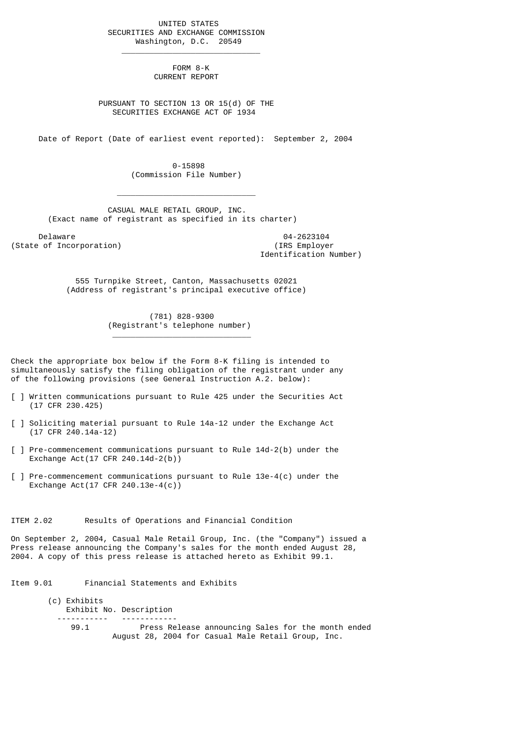UNITED STATES
SECURITIES AND EXCHANGE COMMISSION
Washington, D.C. 20549

---

# FORM 8-K
## CURRENT REPORT

PURSUANT TO SECTION 13 OR 15(d) OF THE
SECURITIES EXCHANGE ACT OF 1934

Date of Report (Date of earliest event reported): September 2, 2004

0-15898
(Commission File Number)

---

CASUAL MALE RETAIL GROUP, INC.
(Exact name of registrant as specified in its charter)

| | |
|---|---|
| Delaware | 04-2623104 |
| (State of Incorporation) | (IRS Employer Identification Number) |

555 Turnpike Street, Canton, Massachusetts 02021
(Address of registrant's principal executive office)

(781) 828-9300
(Registrant's telephone number)

---

Check the appropriate box below if the Form 8-K filing is intended to simultaneously satisfy the filing obligation of the registrant under any of the following provisions (see General Instruction A.2. below):

[ ] Written communications pursuant to Rule 425 under the Securities Act (17 CFR 230.425)

[ ] Soliciting material pursuant to Rule 14a-12 under the Exchange Act (17 CFR 240.14a-12)

[ ] Pre-commencement communications pursuant to Rule 14d-2(b) under the Exchange Act(17 CFR 240.14d-2(b))

[ ] Pre-commencement communications pursuant to Rule 13e-4(c) under the Exchange Act(17 CFR 240.13e-4(c))

ITEM 2.02 Results of Operations and Financial Condition

On September 2, 2004, Casual Male Retail Group, Inc. (the "Company") issued a Press release announcing the Company's sales for the month ended August 28, 2004. A copy of this press release is attached hereto as Exhibit 99.1.

Item 9.01 Financial Statements and Exhibits

(c) Exhibits

| Exhibit No. | Description |
|---|---|
| 99.1 | Press Release announcing Sales for the month ended August 28, 2004 for Casual Male Retail Group, Inc. |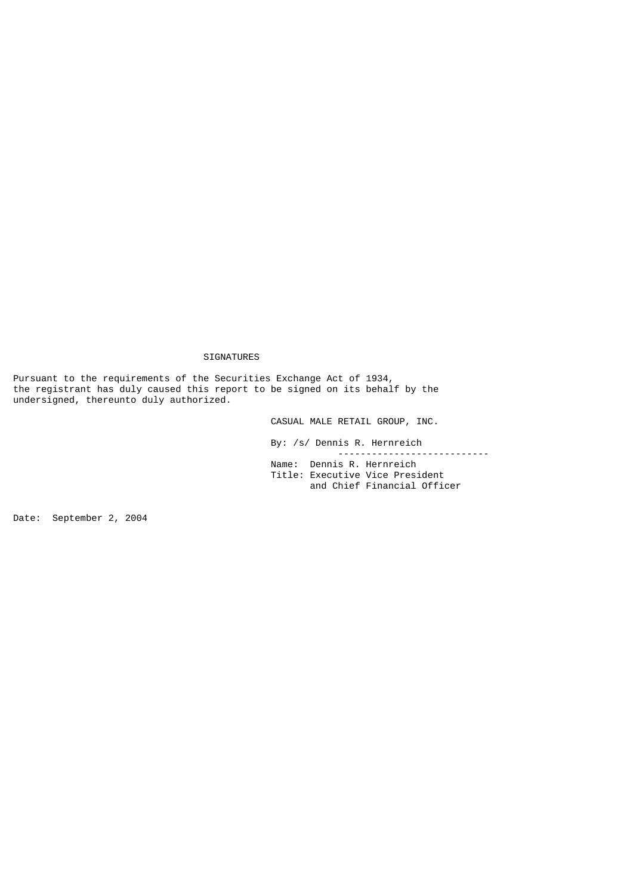SIGNATURES

Pursuant to the requirements of the Securities Exchange Act of 1934, the registrant has duly caused this report to be signed on its behalf by the undersigned, thereunto duly authorized.

CASUAL MALE RETAIL GROUP, INC.

By: /s/ Dennis R. Hernreich

Name: Dennis R. Hernreich
Title: Executive Vice President and Chief Financial Officer

Date: September 2, 2004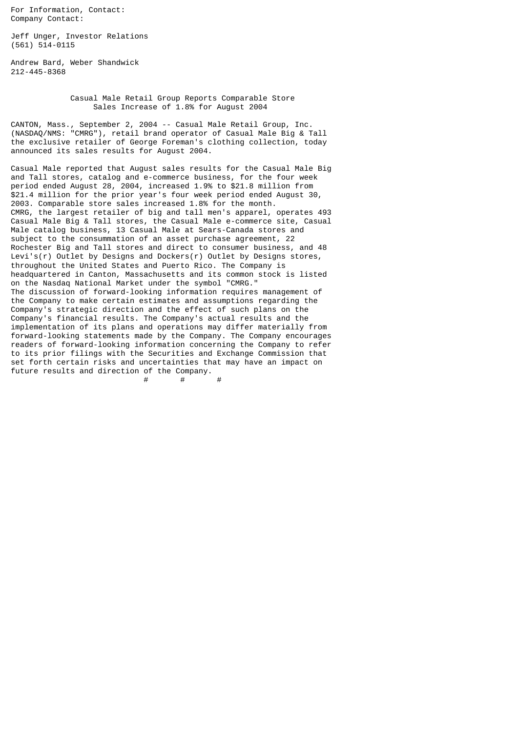For Information, Contact:
Company Contact:

Jeff Unger, Investor Relations
(561) 514-0115

Andrew Bard, Weber Shandwick
212-445-8368

## Casual Male Retail Group Reports Comparable Store Sales Increase of 1.8% for August 2004

CANTON, Mass., September 2, 2004 -- Casual Male Retail Group, Inc. (NASDAQ/NMS: "CMRG"), retail brand operator of Casual Male Big & Tall the exclusive retailer of George Foreman's clothing collection, today announced its sales results for August 2004.

Casual Male reported that August sales results for the Casual Male Big and Tall stores, catalog and e-commerce business, for the four week period ended August 28, 2004, increased 1.9% to $21.8 million from $21.4 million for the prior year's four week period ended August 30, 2003. Comparable store sales increased 1.8% for the month.

CMRG, the largest retailer of big and tall men's apparel, operates 493 Casual Male Big & Tall stores, the Casual Male e-commerce site, Casual Male catalog business, 13 Casual Male at Sears-Canada stores and subject to the consummation of an asset purchase agreement, 22 Rochester Big and Tall stores and direct to consumer business, and 48 Levi's(r) Outlet by Designs and Dockers(r) Outlet by Designs stores, throughout the United States and Puerto Rico. The Company is headquartered in Canton, Massachusetts and its common stock is listed on the Nasdaq National Market under the symbol "CMRG."

The discussion of forward-looking information requires management of the Company to make certain estimates and assumptions regarding the Company's strategic direction and the effect of such plans on the Company's financial results. The Company's actual results and the implementation of its plans and operations may differ materially from forward-looking statements made by the Company. The Company encourages readers of forward-looking information concerning the Company to refer to its prior filings with the Securities and Exchange Commission that set forth certain risks and uncertainties that may have an impact on future results and direction of the Company.

# # #